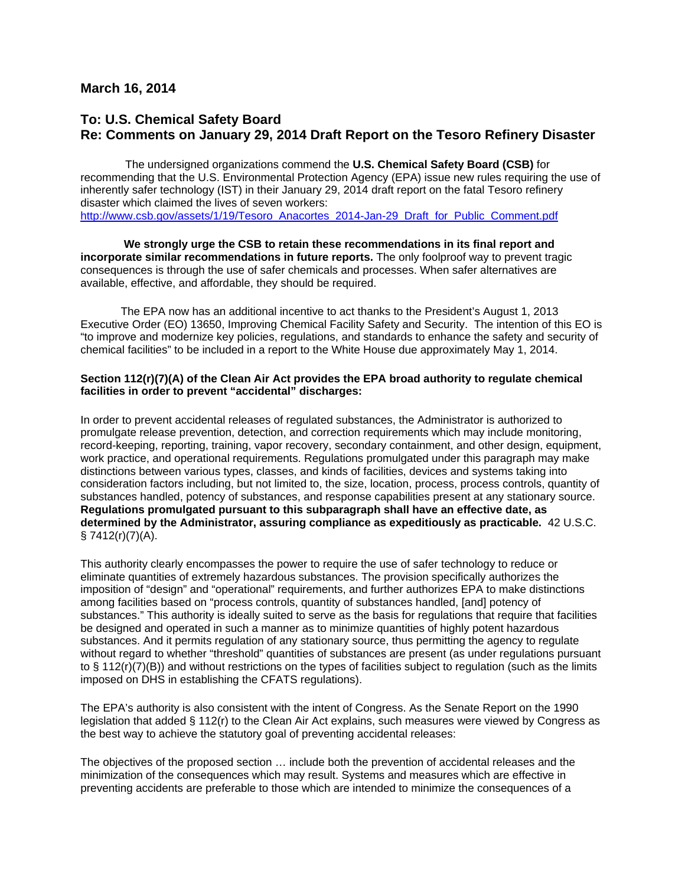**March 16, 2014**

## To: U.S. Chemical Safety Board
## Re: Comments on January 29, 2014 Draft Report on the Tesoro Refinery Disaster

The undersigned organizations commend the **U.S. Chemical Safety Board (CSB)** for recommending that the U.S. Environmental Protection Agency (EPA) issue new rules requiring the use of inherently safer technology (IST) in their January 29, 2014 draft report on the fatal Tesoro refinery disaster which claimed the lives of seven workers: http://www.csb.gov/assets/1/19/Tesoro_Anacortes_2014-Jan-29_Draft_for_Public_Comment.pdf

**We strongly urge the CSB to retain these recommendations in its final report and incorporate similar recommendations in future reports.** The only foolproof way to prevent tragic consequences is through the use of safer chemicals and processes. When safer alternatives are available, effective, and affordable, they should be required.

The EPA now has an additional incentive to act thanks to the President's August 1, 2013 Executive Order (EO) 13650, Improving Chemical Facility Safety and Security. The intention of this EO is "to improve and modernize key policies, regulations, and standards to enhance the safety and security of chemical facilities" to be included in a report to the White House due approximately May 1, 2014.

**Section 112(r)(7)(A) of the Clean Air Act provides the EPA broad authority to regulate chemical facilities in order to prevent "accidental" discharges:**

In order to prevent accidental releases of regulated substances, the Administrator is authorized to promulgate release prevention, detection, and correction requirements which may include monitoring, record-keeping, reporting, training, vapor recovery, secondary containment, and other design, equipment, work practice, and operational requirements. Regulations promulgated under this paragraph may make distinctions between various types, classes, and kinds of facilities, devices and systems taking into consideration factors including, but not limited to, the size, location, process, process controls, quantity of substances handled, potency of substances, and response capabilities present at any stationary source. **Regulations promulgated pursuant to this subparagraph shall have an effective date, as determined by the Administrator, assuring compliance as expeditiously as practicable.** 42 U.S.C. § 7412(r)(7)(A).

This authority clearly encompasses the power to require the use of safer technology to reduce or eliminate quantities of extremely hazardous substances. The provision specifically authorizes the imposition of "design" and "operational" requirements, and further authorizes EPA to make distinctions among facilities based on "process controls, quantity of substances handled, [and] potency of substances." This authority is ideally suited to serve as the basis for regulations that require that facilities be designed and operated in such a manner as to minimize quantities of highly potent hazardous substances. And it permits regulation of any stationary source, thus permitting the agency to regulate without regard to whether "threshold" quantities of substances are present (as under regulations pursuant to § 112(r)(7)(B)) and without restrictions on the types of facilities subject to regulation (such as the limits imposed on DHS in establishing the CFATS regulations).

The EPA's authority is also consistent with the intent of Congress. As the Senate Report on the 1990 legislation that added § 112(r) to the Clean Air Act explains, such measures were viewed by Congress as the best way to achieve the statutory goal of preventing accidental releases:

The objectives of the proposed section … include both the prevention of accidental releases and the minimization of the consequences which may result. Systems and measures which are effective in preventing accidents are preferable to those which are intended to minimize the consequences of a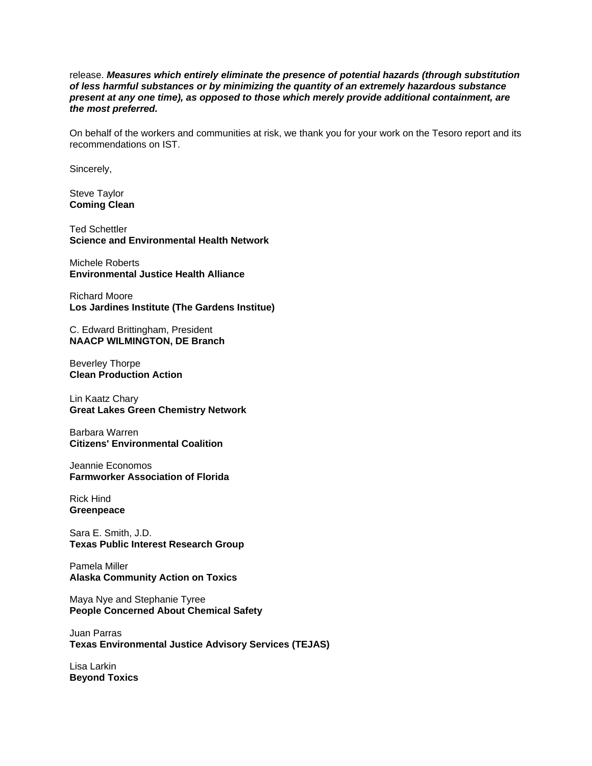release. ***Measures which entirely eliminate the presence of potential hazards (through substitution of less harmful substances or by minimizing the quantity of an extremely hazardous substance present at any one time), as opposed to those which merely provide additional containment, are the most preferred.***

On behalf of the workers and communities at risk, we thank you for your work on the Tesoro report and its recommendations on IST.

Sincerely,

Steve Taylor
**Coming Clean**

Ted Schettler
**Science and Environmental Health Network**

Michele Roberts
**Environmental Justice Health Alliance**

Richard Moore
**Los Jardines Institute (The Gardens Institue)**

C. Edward Brittingham, President
**NAACP WILMINGTON, DE Branch**

Beverley Thorpe
**Clean Production Action**

Lin Kaatz Chary
**Great Lakes Green Chemistry Network**

Barbara Warren
**Citizens' Environmental Coalition**

Jeannie Economos
**Farmworker Association of Florida**

Rick Hind
**Greenpeace**

Sara E. Smith, J.D.
**Texas Public Interest Research Group**

Pamela Miller
**Alaska Community Action on Toxics**

Maya Nye and Stephanie Tyree
**People Concerned About Chemical Safety**

Juan Parras
**Texas Environmental Justice Advisory Services (TEJAS)**

Lisa Larkin
**Beyond Toxics**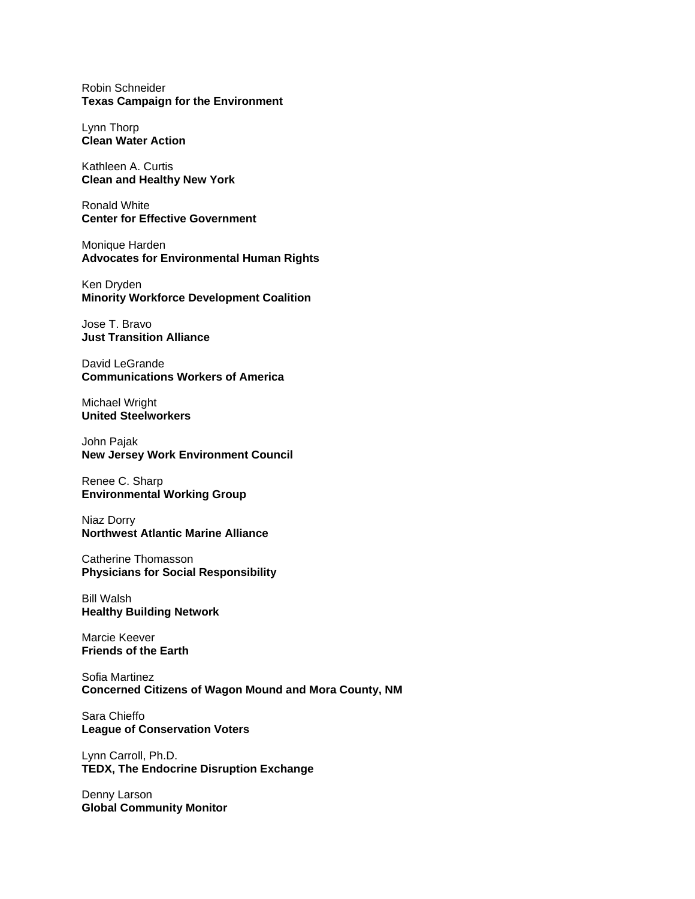Robin Schneider
**Texas Campaign for the Environment**

Lynn Thorp
**Clean Water Action**

Kathleen A. Curtis
**Clean and Healthy New York**

Ronald White
**Center for Effective Government**

Monique Harden
**Advocates for Environmental Human Rights**

Ken Dryden
**Minority Workforce Development Coalition**

Jose T. Bravo
**Just Transition Alliance**

David LeGrande
**Communications Workers of America**

Michael Wright
**United Steelworkers**

John Pajak
**New Jersey Work Environment Council**

Renee C. Sharp
**Environmental Working Group**

Niaz Dorry
**Northwest Atlantic Marine Alliance**

Catherine Thomasson
**Physicians for Social Responsibility**

Bill Walsh
**Healthy Building Network**

Marcie Keever
**Friends of the Earth**

Sofia Martinez
**Concerned Citizens of Wagon Mound and Mora County, NM**

Sara Chieffo
**League of Conservation Voters**

Lynn Carroll, Ph.D.
**TEDX, The Endocrine Disruption Exchange**

Denny Larson
**Global Community Monitor**